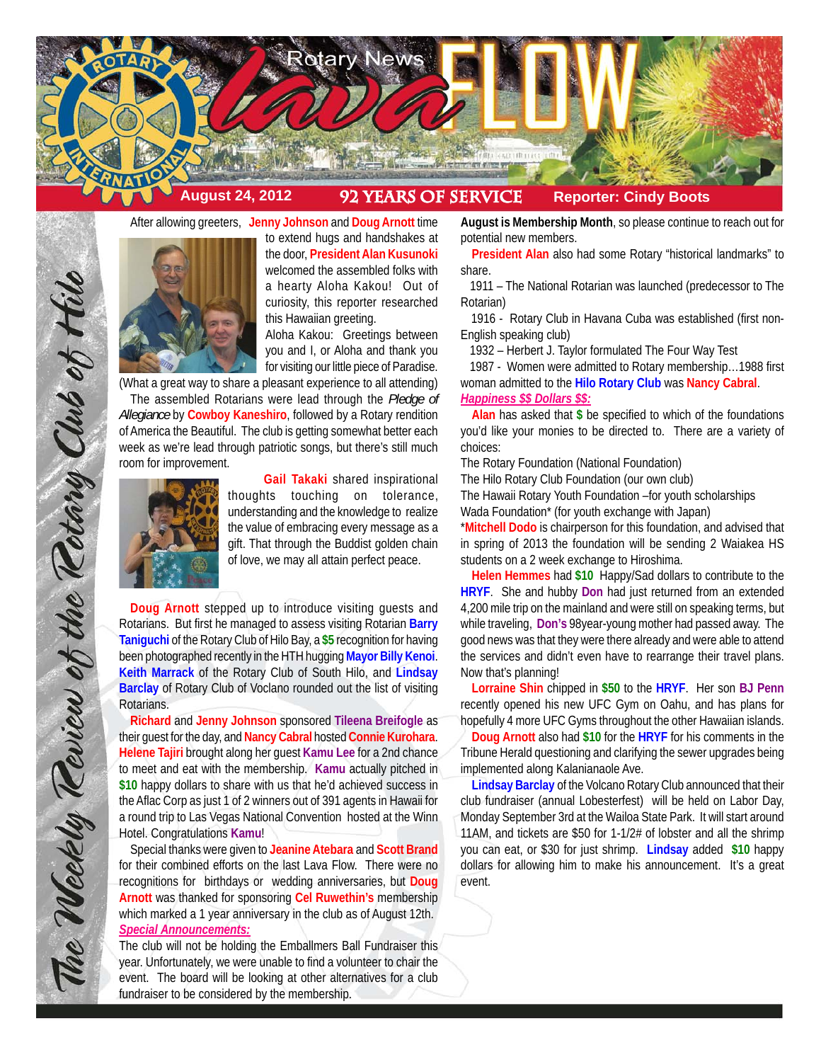# Rotary News Lava FLOW

**August 24, 2012** — **92 YEARS OF SERVICE** — **Reporter: Cindy Boots**

*The Weekly Review of the Rotary Club of Hilo*

After allowing greeters, **Jenny Johnson** and **Doug Arnott** time to extend hugs and handshakes at the door, **President Alan Kusunoki** welcomed the assembled folks with a hearty Aloha Kakou! Out of curiosity, this reporter researched this Hawaiian greeting. Aloha Kakou: Greetings between you and I, or Aloha and thank you for visiting our little piece of Paradise. (What a great way to share a pleasant experience to all attending)

The assembled Rotarians were lead through the *Pledge of Allegiance* by **Cowboy Kaneshiro**, followed by a Rotary rendition of America the Beautiful. The club is getting somewhat better each week as we're lead through patriotic songs, but there's still much room for improvement.

**Gail Takaki** shared inspirational thoughts touching on tolerance, understanding and the knowledge to realize the value of embracing every message as a gift. That through the Buddist golden chain of love, we may all attain perfect peace.

**Doug Arnott** stepped up to introduce visiting guests and Rotarians. But first he managed to assess visiting Rotarian **Barry Taniguchi** of the Rotary Club of Hilo Bay, a **$5** recognition for having been photographed recently in the HTH hugging **Mayor Billy Kenoi**. **Keith Marrack** of the Rotary Club of South Hilo, and **Lindsay Barclay** of Rotary Club of Voclano rounded out the list of visiting Rotarians.

**Richard** and **Jenny Johnson** sponsored **Tileena Breifogle** as their guest for the day, and **Nancy Cabral** hosted **Connie Kurohara**. **Helene Tajiri** brought along her guest **Kamu Lee** for a 2nd chance to meet and eat with the membership. **Kamu** actually pitched in **$10** happy dollars to share with us that he'd achieved success in the Aflac Corp as just 1 of 2 winners out of 391 agents in Hawaii for a round trip to Las Vegas National Convention hosted at the Winn Hotel. Congratulations **Kamu**!

Special thanks were given to **Jeanine Atebara** and **Scott Brand** for their combined efforts on the last Lava Flow. There were no recognitions for birthdays or wedding anniversaries, but **Doug Arnott** was thanked for sponsoring **Cel Ruwethin's** membership which marked a 1 year anniversary in the club as of August 12th.

***Special Announcements:***

The club will not be holding the Emballmers Ball Fundraiser this year. Unfortunately, we were unable to find a volunteer to chair the event. The board will be looking at other alternatives for a club fundraiser to be considered by the membership.

**August is Membership Month**, so please continue to reach out for potential new members.

**President Alan** also had some Rotary "historical landmarks" to share.

1911 – The National Rotarian was launched (predecessor to The Rotarian)

1916 - Rotary Club in Havana Cuba was established (first non-English speaking club)

1932 – Herbert J. Taylor formulated The Four Way Test

1987 - Women were admitted to Rotary membership…1988 first woman admitted to the **Hilo Rotary Club** was **Nancy Cabral**.

***Happiness $$ Dollars $$:***

**Alan** has asked that **$** be specified to which of the foundations you'd like your monies to be directed to. There are a variety of choices:

The Rotary Foundation (National Foundation)
The Hilo Rotary Club Foundation (our own club)
The Hawaii Rotary Youth Foundation –for youth scholarships
Wada Foundation* (for youth exchange with Japan)

***Mitchell Dodo** is chairperson for this foundation, and advised that in spring of 2013 the foundation will be sending 2 Waiakea HS students on a 2 week exchange to Hiroshima.

**Helen Hemmes** had **$10** Happy/Sad dollars to contribute to the **HRYF**. She and hubby **Don** had just returned from an extended 4,200 mile trip on the mainland and were still on speaking terms, but while traveling, **Don's** 98year-young mother had passed away. The good news was that they were there already and were able to attend the services and didn't even have to rearrange their travel plans. Now that's planning!

**Lorraine Shin** chipped in **$50** to the **HRYF**. Her son **BJ Penn** recently opened his new UFC Gym on Oahu, and has plans for hopefully 4 more UFC Gyms throughout the other Hawaiian islands.

**Doug Arnott** also had **$10** for the **HRYF** for his comments in the Tribune Herald questioning and clarifying the sewer upgrades being implemented along Kalanianaole Ave.

**Lindsay Barclay** of the Volcano Rotary Club announced that their club fundraiser (annual Lobesterfest) will be held on Labor Day, Monday September 3rd at the Wailoa State Park. It will start around 11AM, and tickets are $50 for 1-1/2# of lobster and all the shrimp you can eat, or $30 for just shrimp. **Lindsay** added **$10** happy dollars for allowing him to make his announcement. It's a great event.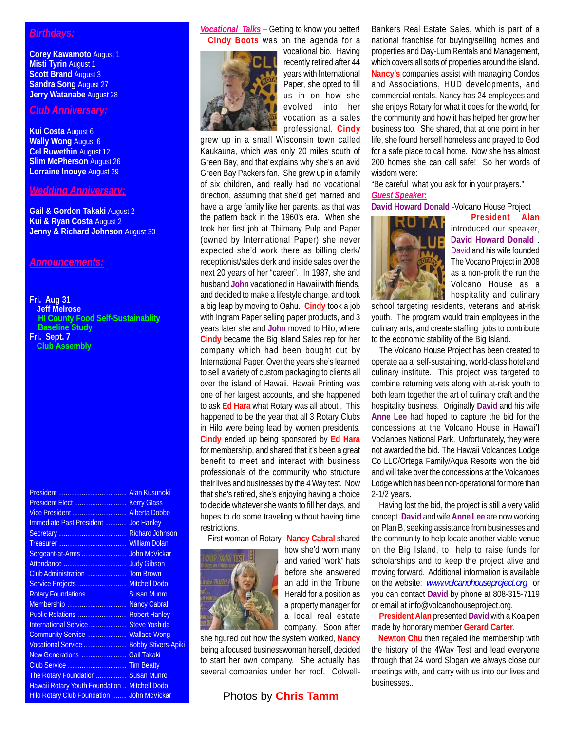## *Birthdays:*

**Corey Kawamoto** August 1
**Misti Tyrin** August 1
**Scott Brand** August 3
**Sandra Song** August 27
**Jerry Watanabe** August 28

## *Club Anniversary:*

**Kui Costa** August 6
**Wally Wong** August 6
**Cel Ruwethin** August 12
**Slim McPherson** August 26
**Lorraine Inouye** August 29

## *Wedding Anniversary:*

**Gail & Gordon Takaki** August 2
**Kui & Ryan Costa** August 2
**Jenny & Richard Johnson** August 30

## *Announcements:*

**Fri. Aug 31**
**Jeff Melrose**
**HI County Food Self-Sustainablity Baseline Study**

**Fri. Sept. 7**
**Club Assembly**

| | |
|---|---|
| President | Alan Kusunoki |
| President Elect | Kerry Glass |
| Vice President | Alberta Dobbe |
| Immediate Past President | Joe Hanley |
| Secretary | Richard Johnson |
| Treasurer | William Dolan |
| Sergeant-at-Arms | John McVickar |
| Attendance | Judy Gibson |
| Club Administration | Tom Brown |
| Service Projects | Mitchell Dodo |
| Rotary Foundations | Susan Munro |
| Membership | Nancy Cabral |
| Public Relations | Robert Hanley |
| International Service | Steve Yoshida |
| Community Service | Wallace Wong |
| Vocational Service | Bobby Stivers-Apiki |
| New Generations | Gail Takaki |
| Club Service | Tim Beatty |
| The Rotary Foundation | Susan Munro |
| Hawaii Rotary Youth Foundation | Mitchell Dodo |
| Hilo Rotary Club Foundation | John McVickar |

***Vocational Talks*** – Getting to know you better! **Cindy Boots** was on the agenda for a vocational bio. Having recently retired after 44 years with International Paper, she opted to fill us in on how she evolved into her vocation as a sales professional. **Cindy** grew up in a small Wisconsin town called Kaukauna, which was only 20 miles south of Green Bay, and that explains why she's an avid Green Bay Packers fan. She grew up in a family of six children, and really had no vocational direction, assuming that she'd get married and have a large family like her parents, as that was the pattern back in the 1960's era. When she took her first job at Thilmany Pulp and Paper (owned by International Paper) she never expected she'd work there as billing clerk/ receptionist/sales clerk and inside sales over the next 20 years of her "career". In 1987, she and husband **John** vacationed in Hawaii with friends, and decided to make a lifestyle change, and took a big leap by moving to Oahu. **Cindy** took a job with Ingram Paper selling paper products, and 3 years later she and **John** moved to Hilo, where **Cindy** became the Big Island Sales rep for her company which had been bought out by International Paper. Over the years she's learned to sell a variety of custom packaging to clients all over the island of Hawaii. Hawaii Printing was one of her largest accounts, and she happened to ask **Ed Hara** what Rotary was all about . This happened to be the year that all 3 Rotary Clubs in Hilo were being lead by women presidents. **Cindy** ended up being sponsored by **Ed Hara** for membership, and shared that it's been a great benefit to meet and interact with business professionals of the community who structure their lives and businesses by the 4 Way test. Now that she's retired, she's enjoying having a choice to decide whatever she wants to fill her days, and hopes to do some traveling without having time restrictions.

First woman of Rotary, **Nancy Cabral** shared how she'd worn many and varied "work" hats before she answered an add in the Tribune Herald for a position as a property manager for a local real estate company. Soon after she figured out how the system worked, **Nancy** being a focused businesswoman herself, decided to start her own company. She actually has several companies under her roof. Colwell-Bankers Real Estate Sales, which is part of a national franchise for buying/selling homes and properties and Day-Lum Rentals and Management, which covers all sorts of properties around the island. **Nancy's** companies assist with managing Condos and Associations, HUD developments, and commercial rentals. Nancy has 24 employees and she enjoys Rotary for what it does for the world, for the community and how it has helped her grow her business too. She shared, that at one point in her life, she found herself homeless and prayed to God for a safe place to call home. Now she has almost 200 homes she can call safe! So her words of wisdom were:

"Be careful what you ask for in your prayers."

***Guest Speaker:***

**David Howard Donald** -Volcano House Project

**President Alan** introduced our speaker, **David Howard Donald** . **David** and his wife founded The Vocano Project in 2008 as a non-profit the run the Volcano House as a hospitality and culinary school targeting residents, veterans and at-risk youth. The program would train employees in the culinary arts, and create staffing jobs to contribute to the economic stability of the Big Island.

The Volcano House Project has been created to operate aa a self-sustaining, world-class hotel and culinary institute. This project was targeted to combine returning vets along with at-risk youth to both learn together the art of culinary craft and the hospitality business. Originally **David** and his wife **Anne Lee** had hoped to capture the bid for the concessions at the Volcano House in Hawai'I Voclanoes National Park. Unfortunately, they were not awarded the bid. The Hawaii Volcanoes Lodge Co LLC/Ortega Family/Aqua Resorts won the bid and will take over the concessions at the Volcanoes Lodge which has been non-operational for more than 2-1/2 years.

Having lost the bid, the project is still a very valid concept. **David** and wife **Anne Lee** are now working on Plan B, seeking assistance from businesses and the community to help locate another viable venue on the Big Island, to help to raise funds for scholarships and to keep the project alive and moving forward. Additional information is available on the website: *www.volcanohouseproject.org* or you can contact **David** by phone at 808-315-7119 or email at info@volcanohouseproject.org.

**President Alan** presented **David** with a Koa pen made by honorary member **Gerard Carter**.

**Newton Chu** then regaled the membership with the history of the 4Way Test and lead everyone through that 24 word Slogan we always close our meetings with, and carry with us into our lives and businesses..

Photos by **Chris Tamm**